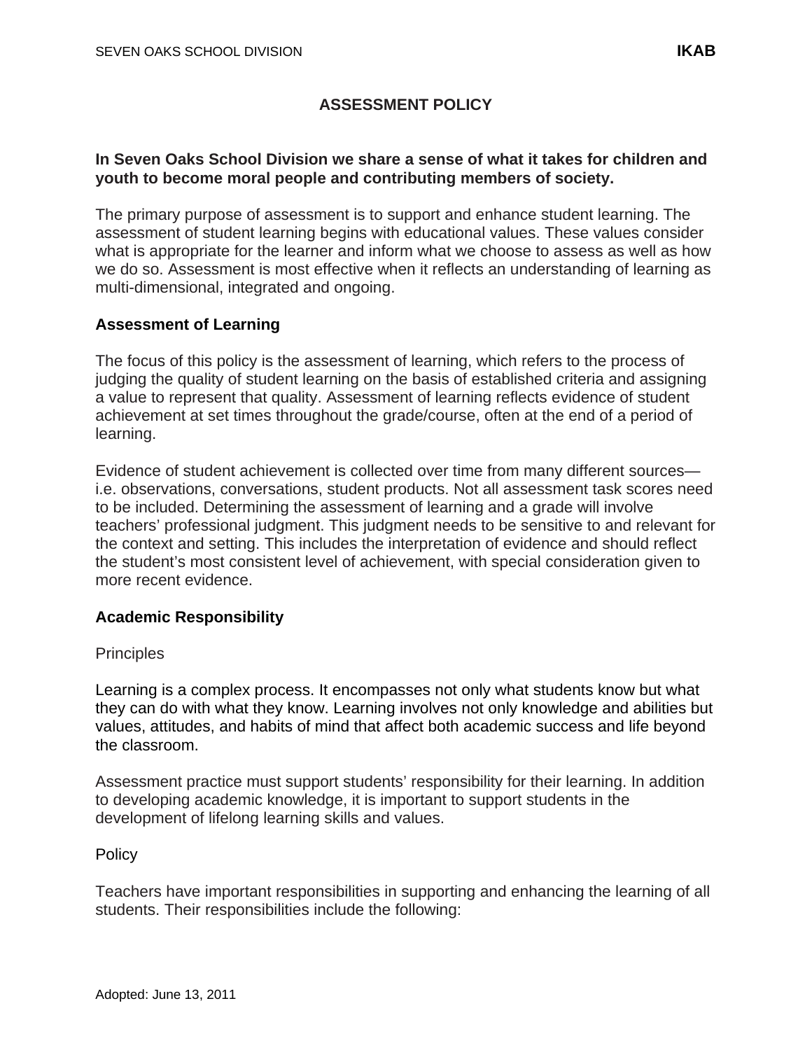# ASSESSMENT POLICY

**In Seven Oaks School Division we share a sense of what it takes for children and youth to become moral people and contributing members of society.**

The primary purpose of assessment is to support and enhance student learning. The assessment of student learning begins with educational values. These values consider what is appropriate for the learner and inform what we choose to assess as well as how we do so. Assessment is most effective when it reflects an understanding of learning as multi-dimensional, integrated and ongoing.

## Assessment of Learning

The focus of this policy is the assessment of learning, which refers to the process of judging the quality of student learning on the basis of established criteria and assigning a value to represent that quality. Assessment of learning reflects evidence of student achievement at set times throughout the grade/course, often at the end of a period of learning.

Evidence of student achievement is collected over time from many different sources—i.e. observations, conversations, student products. Not all assessment task scores need to be included. Determining the assessment of learning and a grade will involve teachers' professional judgment. This judgment needs to be sensitive to and relevant for the context and setting. This includes the interpretation of evidence and should reflect the student's most consistent level of achievement, with special consideration given to more recent evidence.

## Academic Responsibility

Principles

Learning is a complex process. It encompasses not only what students know but what they can do with what they know. Learning involves not only knowledge and abilities but values, attitudes, and habits of mind that affect both academic success and life beyond the classroom.

Assessment practice must support students' responsibility for their learning. In addition to developing academic knowledge, it is important to support students in the development of lifelong learning skills and values.

Policy

Teachers have important responsibilities in supporting and enhancing the learning of all students. Their responsibilities include the following: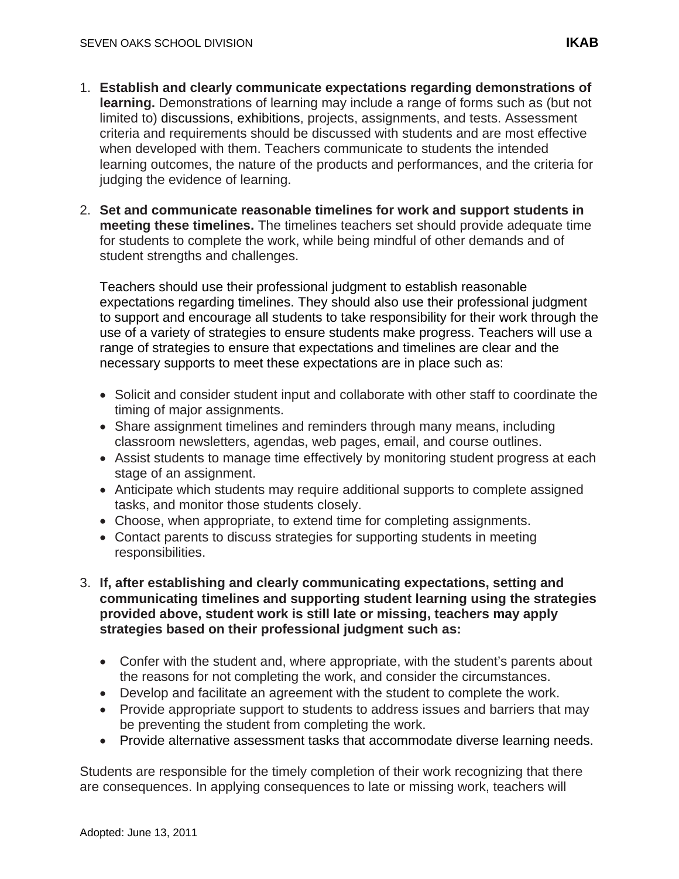1. **Establish and clearly communicate expectations regarding demonstrations of learning.** Demonstrations of learning may include a range of forms such as (but not limited to) discussions, exhibitions, projects, assignments, and tests. Assessment criteria and requirements should be discussed with students and are most effective when developed with them. Teachers communicate to students the intended learning outcomes, the nature of the products and performances, and the criteria for judging the evidence of learning.

2. **Set and communicate reasonable timelines for work and support students in meeting these timelines.** The timelines teachers set should provide adequate time for students to complete the work, while being mindful of other demands and of student strengths and challenges.

   Teachers should use their professional judgment to establish reasonable expectations regarding timelines. They should also use their professional judgment to support and encourage all students to take responsibility for their work through the use of a variety of strategies to ensure students make progress. Teachers will use a range of strategies to ensure that expectations and timelines are clear and the necessary supports to meet these expectations are in place such as:

   - Solicit and consider student input and collaborate with other staff to coordinate the timing of major assignments.
   - Share assignment timelines and reminders through many means, including classroom newsletters, agendas, web pages, email, and course outlines.
   - Assist students to manage time effectively by monitoring student progress at each stage of an assignment.
   - Anticipate which students may require additional supports to complete assigned tasks, and monitor those students closely.
   - Choose, when appropriate, to extend time for completing assignments.
   - Contact parents to discuss strategies for supporting students in meeting responsibilities.

3. **If, after establishing and clearly communicating expectations, setting and communicating timelines and supporting student learning using the strategies provided above, student work is still late or missing, teachers may apply strategies based on their professional judgment such as:**

   - Confer with the student and, where appropriate, with the student's parents about the reasons for not completing the work, and consider the circumstances.
   - Develop and facilitate an agreement with the student to complete the work.
   - Provide appropriate support to students to address issues and barriers that may be preventing the student from completing the work.
   - Provide alternative assessment tasks that accommodate diverse learning needs.

Students are responsible for the timely completion of their work recognizing that there are consequences. In applying consequences to late or missing work, teachers will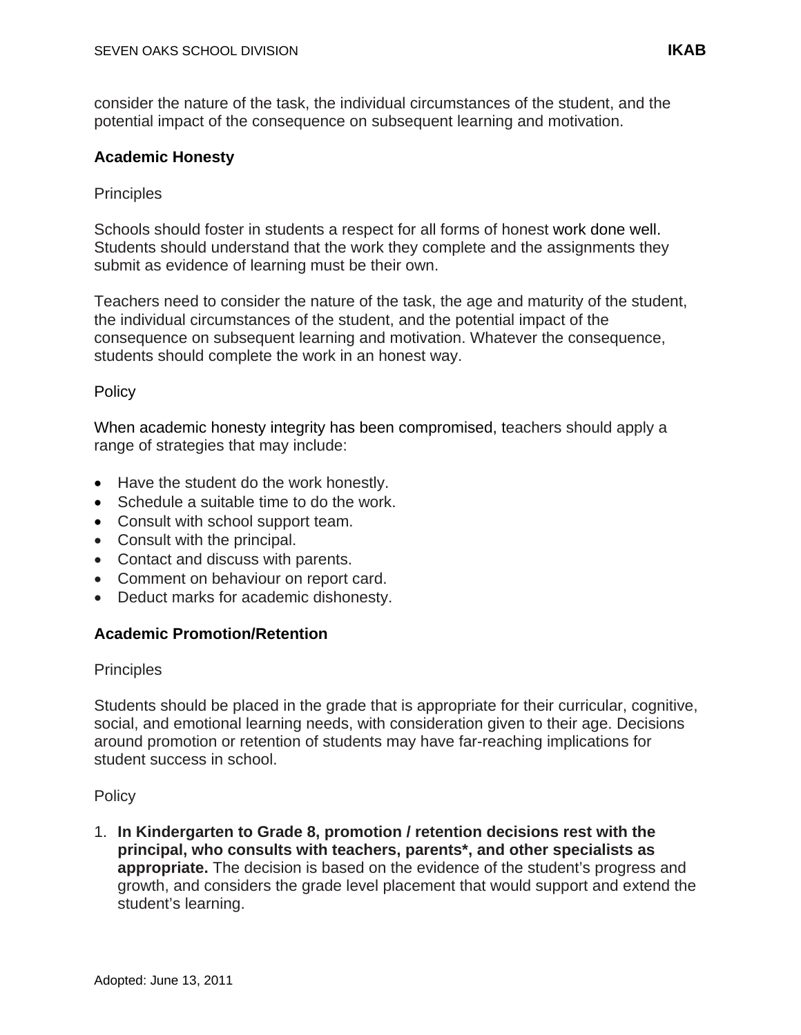consider the nature of the task, the individual circumstances of the student, and the potential impact of the consequence on subsequent learning and motivation.

**Academic Honesty**

Principles

Schools should foster in students a respect for all forms of honest work done well. Students should understand that the work they complete and the assignments they submit as evidence of learning must be their own.

Teachers need to consider the nature of the task, the age and maturity of the student, the individual circumstances of the student, and the potential impact of the consequence on subsequent learning and motivation. Whatever the consequence, students should complete the work in an honest way.

Policy

When academic honesty integrity has been compromised, teachers should apply a range of strategies that may include:

- Have the student do the work honestly.
- Schedule a suitable time to do the work.
- Consult with school support team.
- Consult with the principal.
- Contact and discuss with parents.
- Comment on behaviour on report card.
- Deduct marks for academic dishonesty.

**Academic Promotion/Retention**

Principles

Students should be placed in the grade that is appropriate for their curricular, cognitive, social, and emotional learning needs, with consideration given to their age. Decisions around promotion or retention of students may have far-reaching implications for student success in school.

Policy

1. **In Kindergarten to Grade 8, promotion / retention decisions rest with the principal, who consults with teachers, parents*, and other specialists as appropriate.** The decision is based on the evidence of the student's progress and growth, and considers the grade level placement that would support and extend the student's learning.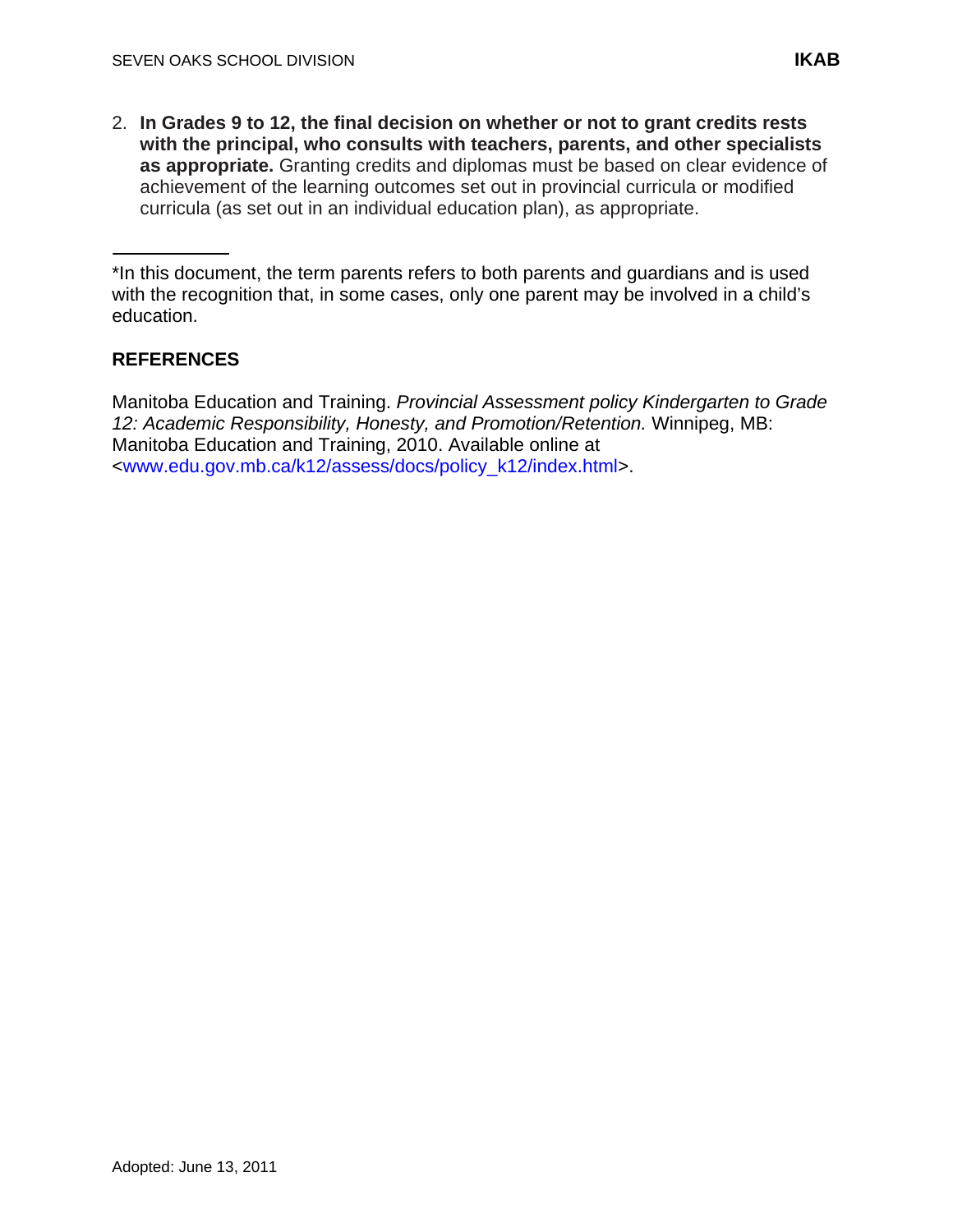2. **In Grades 9 to 12, the final decision on whether or not to grant credits rests with the principal, who consults with teachers, parents, and other specialists as appropriate.** Granting credits and diplomas must be based on clear evidence of achievement of the learning outcomes set out in provincial curricula or modified curricula (as set out in an individual education plan), as appropriate.

---

*In this document, the term parents refers to both parents and guardians and is used with the recognition that, in some cases, only one parent may be involved in a child's education.

**REFERENCES**

Manitoba Education and Training. *Provincial Assessment policy Kindergarten to Grade 12: Academic Responsibility, Honesty, and Promotion/Retention.* Winnipeg, MB: Manitoba Education and Training, 2010. Available online at <www.edu.gov.mb.ca/k12/assess/docs/policy_k12/index.html>.

Adopted: June 13, 2011